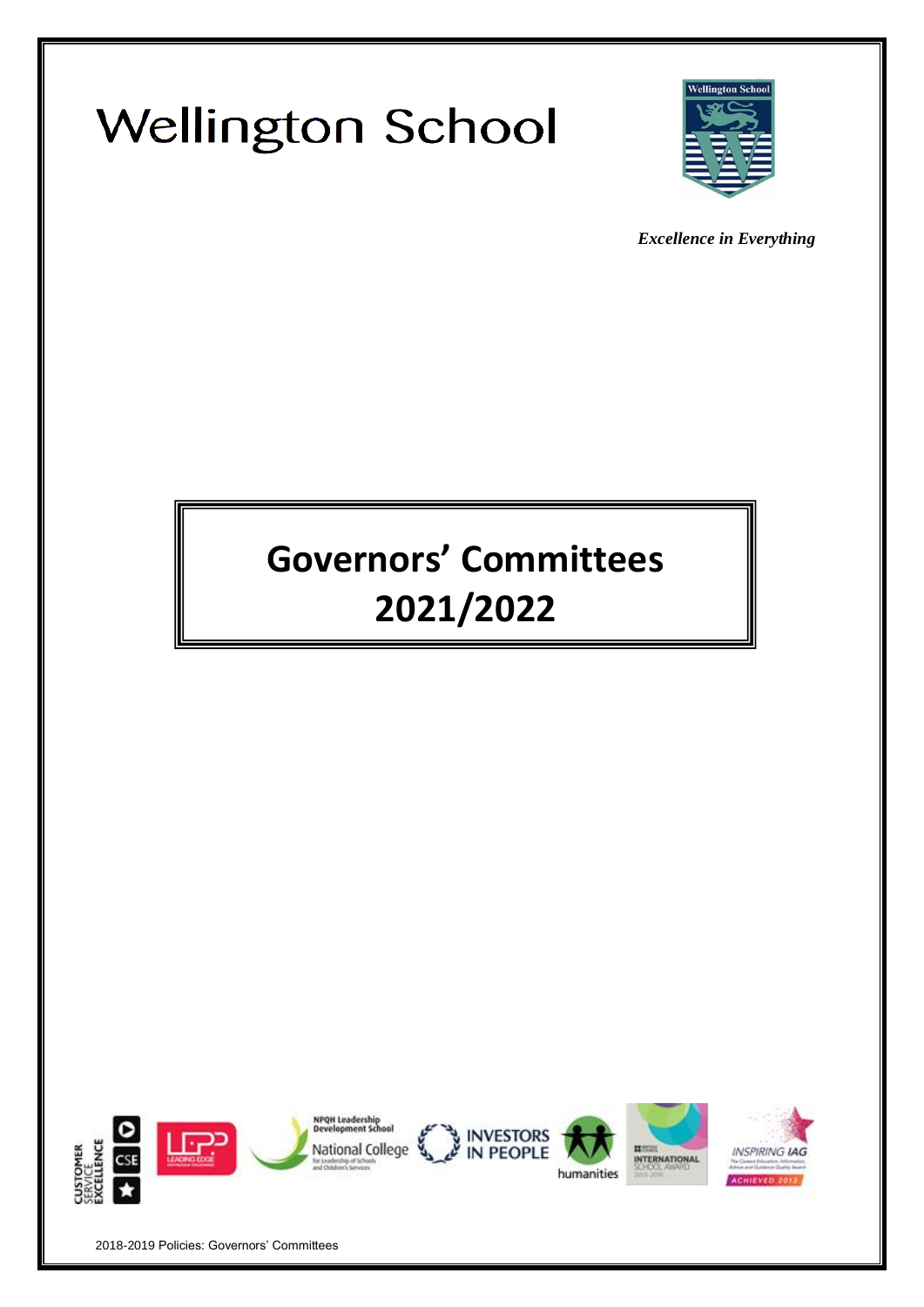# Wellington School

*Excellence in Everything*

# Governors' Committees 2021/2022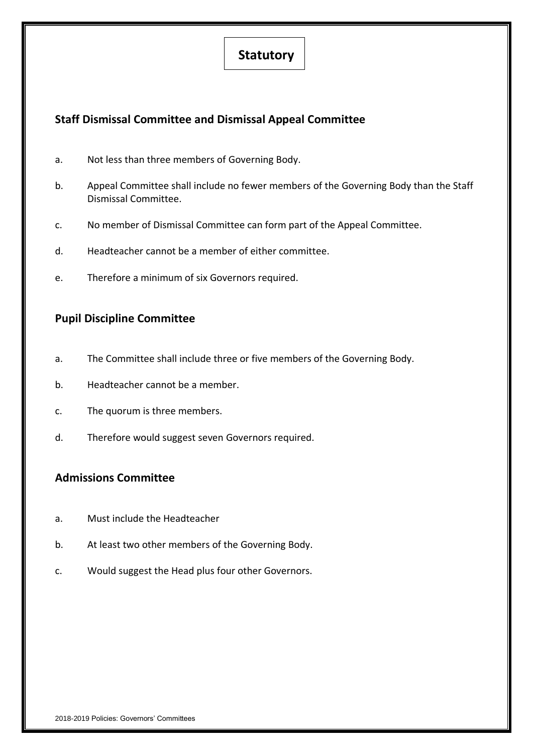# Statutory

## Staff Dismissal Committee and Dismissal Appeal Committee

a. Not less than three members of Governing Body.

b. Appeal Committee shall include no fewer members of the Governing Body than the Staff Dismissal Committee.

c. No member of Dismissal Committee can form part of the Appeal Committee.

d. Headteacher cannot be a member of either committee.

e. Therefore a minimum of six Governors required.

## Pupil Discipline Committee

a. The Committee shall include three or five members of the Governing Body.

b. Headteacher cannot be a member.

c. The quorum is three members.

d. Therefore would suggest seven Governors required.

## Admissions Committee

a. Must include the Headteacher

b. At least two other members of the Governing Body.

c. Would suggest the Head plus four other Governors.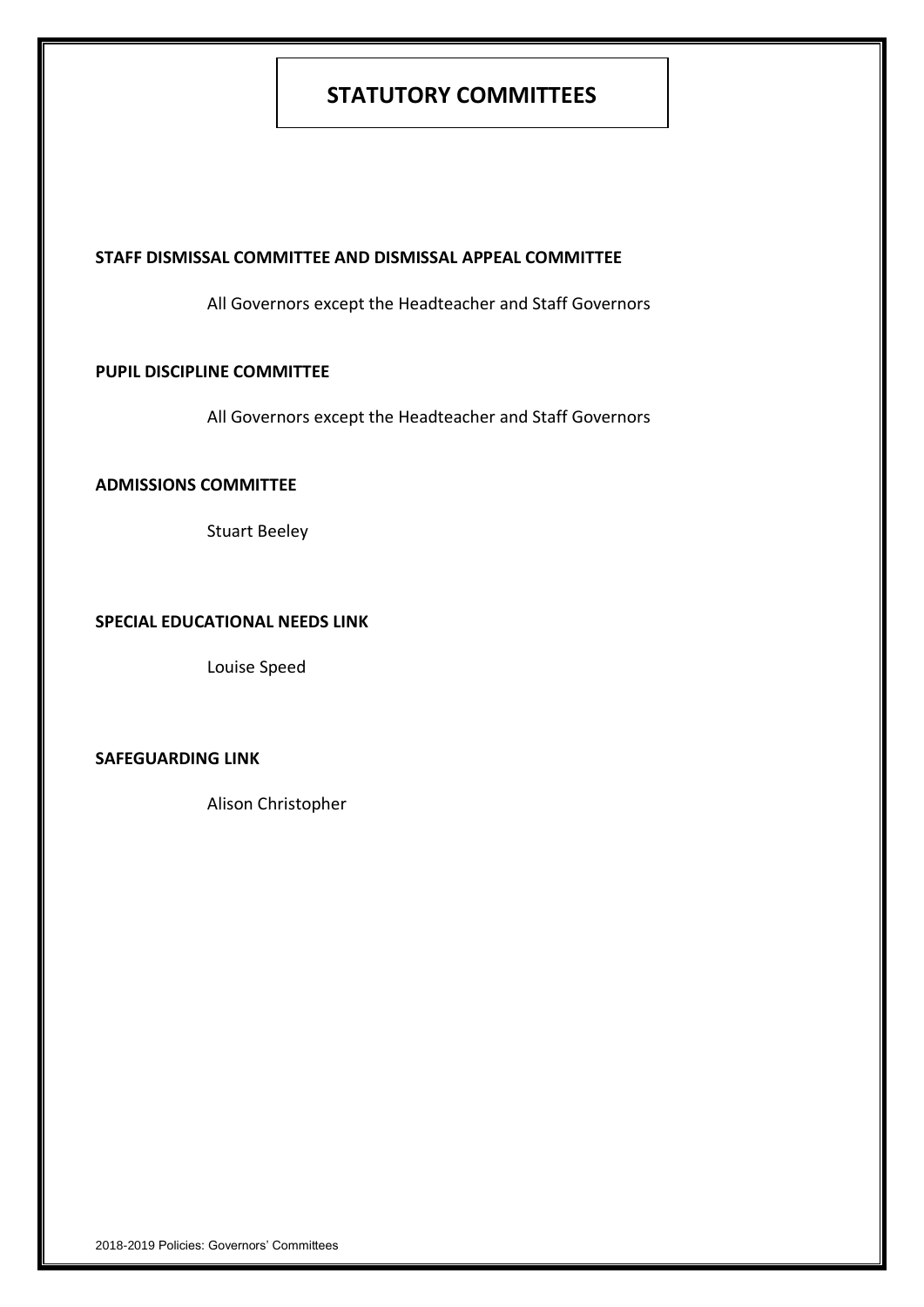# STATUTORY COMMITTEES

**STAFF DISMISSAL COMMITTEE AND DISMISSAL APPEAL COMMITTEE**

All Governors except the Headteacher and Staff Governors

**PUPIL DISCIPLINE COMMITTEE**

All Governors except the Headteacher and Staff Governors

**ADMISSIONS COMMITTEE**

Stuart Beeley

**SPECIAL EDUCATIONAL NEEDS LINK**

Louise Speed

**SAFEGUARDING LINK**

Alison Christopher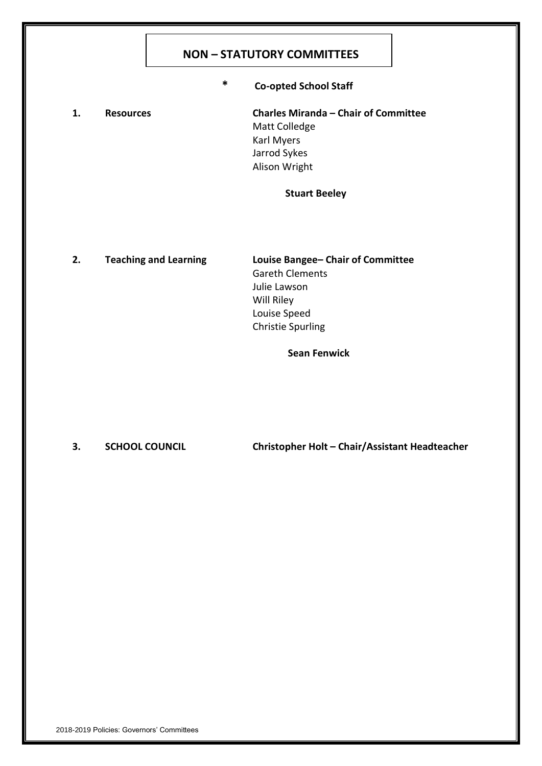# NON – STATUTORY COMMITTEES

**\*** **Co-opted School Staff**

**1. Resources**

**Charles Miranda – Chair of Committee**
Matt Colledge
Karl Myers
Jarrod Sykes
Alison Wright

**Stuart Beeley**

**2. Teaching and Learning**

**Louise Bangee– Chair of Committee**
Gareth Clements
Julie Lawson
Will Riley
Louise Speed
Christie Spurling

**Sean Fenwick**

**3. SCHOOL COUNCIL**

**Christopher Holt – Chair/Assistant Headteacher**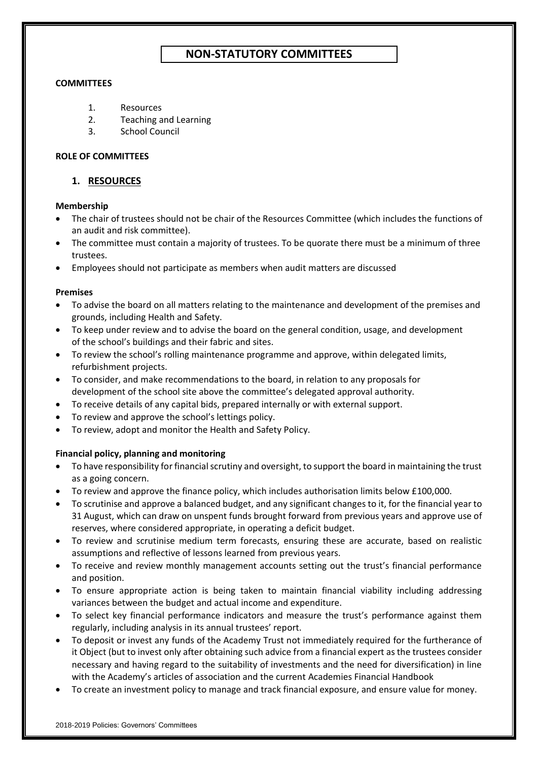# NON-STATUTORY COMMITTEES

**COMMITTEES**

1. Resources
2. Teaching and Learning
3. School Council

**ROLE OF COMMITTEES**

## 1. RESOURCES

**Membership**

- The chair of trustees should not be chair of the Resources Committee (which includes the functions of an audit and risk committee).
- The committee must contain a majority of trustees. To be quorate there must be a minimum of three trustees.
- Employees should not participate as members when audit matters are discussed

**Premises**

- To advise the board on all matters relating to the maintenance and development of the premises and grounds, including Health and Safety.
- To keep under review and to advise the board on the general condition, usage, and development of the school's buildings and their fabric and sites.
- To review the school's rolling maintenance programme and approve, within delegated limits, refurbishment projects.
- To consider, and make recommendations to the board, in relation to any proposals for development of the school site above the committee's delegated approval authority.
- To receive details of any capital bids, prepared internally or with external support.
- To review and approve the school's lettings policy.
- To review, adopt and monitor the Health and Safety Policy.

**Financial policy, planning and monitoring**

- To have responsibility for financial scrutiny and oversight, to support the board in maintaining the trust as a going concern.
- To review and approve the finance policy, which includes authorisation limits below £100,000.
- To scrutinise and approve a balanced budget, and any significant changes to it, for the financial year to 31 August, which can draw on unspent funds brought forward from previous years and approve use of reserves, where considered appropriate, in operating a deficit budget.
- To review and scrutinise medium term forecasts, ensuring these are accurate, based on realistic assumptions and reflective of lessons learned from previous years.
- To receive and review monthly management accounts setting out the trust's financial performance and position.
- To ensure appropriate action is being taken to maintain financial viability including addressing variances between the budget and actual income and expenditure.
- To select key financial performance indicators and measure the trust's performance against them regularly, including analysis in its annual trustees' report.
- To deposit or invest any funds of the Academy Trust not immediately required for the furtherance of it Object (but to invest only after obtaining such advice from a financial expert as the trustees consider necessary and having regard to the suitability of investments and the need for diversification) in line with the Academy's articles of association and the current Academies Financial Handbook
- To create an investment policy to manage and track financial exposure, and ensure value for money.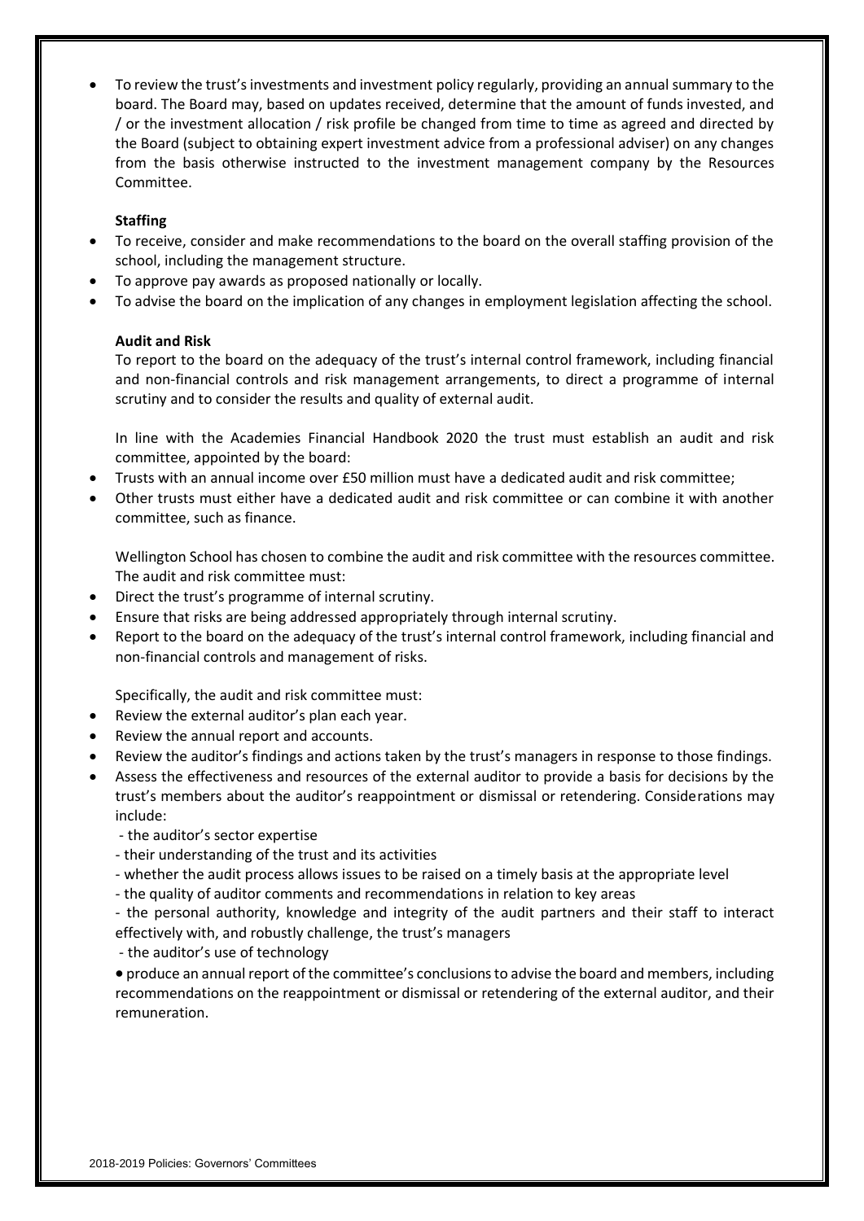- To review the trust's investments and investment policy regularly, providing an annual summary to the board. The Board may, based on updates received, determine that the amount of funds invested, and / or the investment allocation / risk profile be changed from time to time as agreed and directed by the Board (subject to obtaining expert investment advice from a professional adviser) on any changes from the basis otherwise instructed to the investment management company by the Resources Committee.

**Staffing**

- To receive, consider and make recommendations to the board on the overall staffing provision of the school, including the management structure.
- To approve pay awards as proposed nationally or locally.
- To advise the board on the implication of any changes in employment legislation affecting the school.

**Audit and Risk**

To report to the board on the adequacy of the trust's internal control framework, including financial and non-financial controls and risk management arrangements, to direct a programme of internal scrutiny and to consider the results and quality of external audit.

In line with the Academies Financial Handbook 2020 the trust must establish an audit and risk committee, appointed by the board:

- Trusts with an annual income over £50 million must have a dedicated audit and risk committee;
- Other trusts must either have a dedicated audit and risk committee or can combine it with another committee, such as finance.

Wellington School has chosen to combine the audit and risk committee with the resources committee. The audit and risk committee must:

- Direct the trust's programme of internal scrutiny.
- Ensure that risks are being addressed appropriately through internal scrutiny.
- Report to the board on the adequacy of the trust's internal control framework, including financial and non-financial controls and management of risks.

Specifically, the audit and risk committee must:

- Review the external auditor's plan each year.
- Review the annual report and accounts.
- Review the auditor's findings and actions taken by the trust's managers in response to those findings.
- Assess the effectiveness and resources of the external auditor to provide a basis for decisions by the trust's members about the auditor's reappointment or dismissal or retendering. Considerations may include:
  - the auditor's sector expertise
  - their understanding of the trust and its activities
  - whether the audit process allows issues to be raised on a timely basis at the appropriate level
  - the quality of auditor comments and recommendations in relation to key areas
  - the personal authority, knowledge and integrity of the audit partners and their staff to interact effectively with, and robustly challenge, the trust's managers
  - the auditor's use of technology
- produce an annual report of the committee's conclusions to advise the board and members, including recommendations on the reappointment or dismissal or retendering of the external auditor, and their remuneration.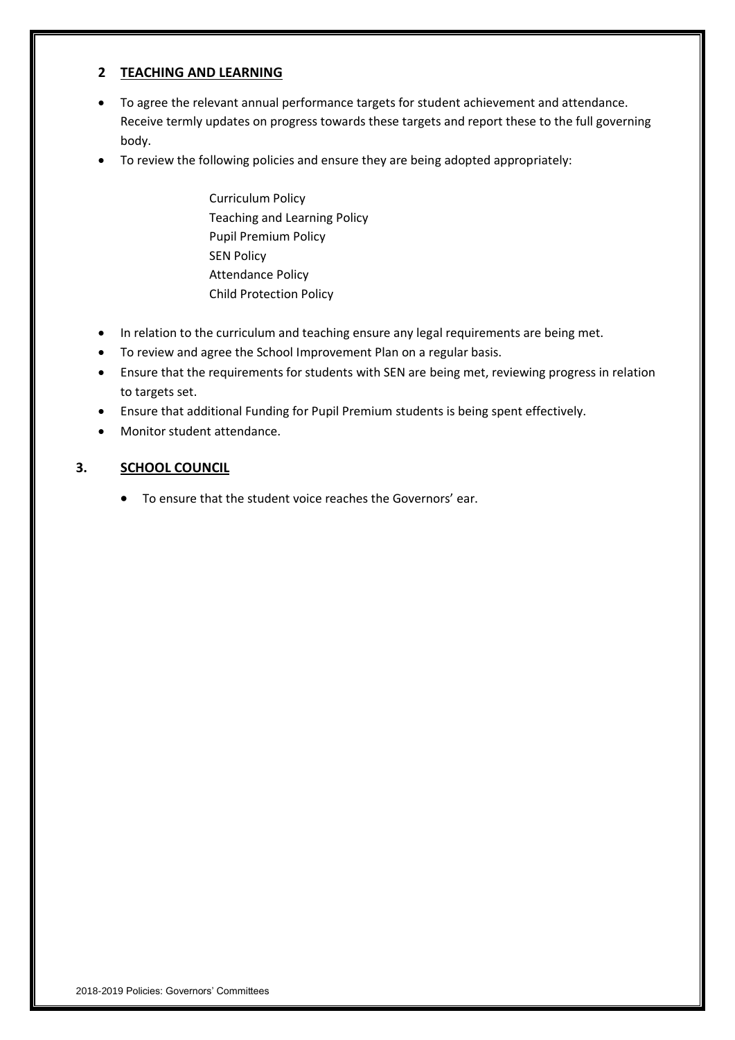## 2 TEACHING AND LEARNING

- To agree the relevant annual performance targets for student achievement and attendance. Receive termly updates on progress towards these targets and report these to the full governing body.
- To review the following policies and ensure they are being adopted appropriately:

  Curriculum Policy
  Teaching and Learning Policy
  Pupil Premium Policy
  SEN Policy
  Attendance Policy
  Child Protection Policy

- In relation to the curriculum and teaching ensure any legal requirements are being met.
- To review and agree the School Improvement Plan on a regular basis.
- Ensure that the requirements for students with SEN are being met, reviewing progress in relation to targets set.
- Ensure that additional Funding for Pupil Premium students is being spent effectively.
- Monitor student attendance.

## 3. SCHOOL COUNCIL

- To ensure that the student voice reaches the Governors' ear.